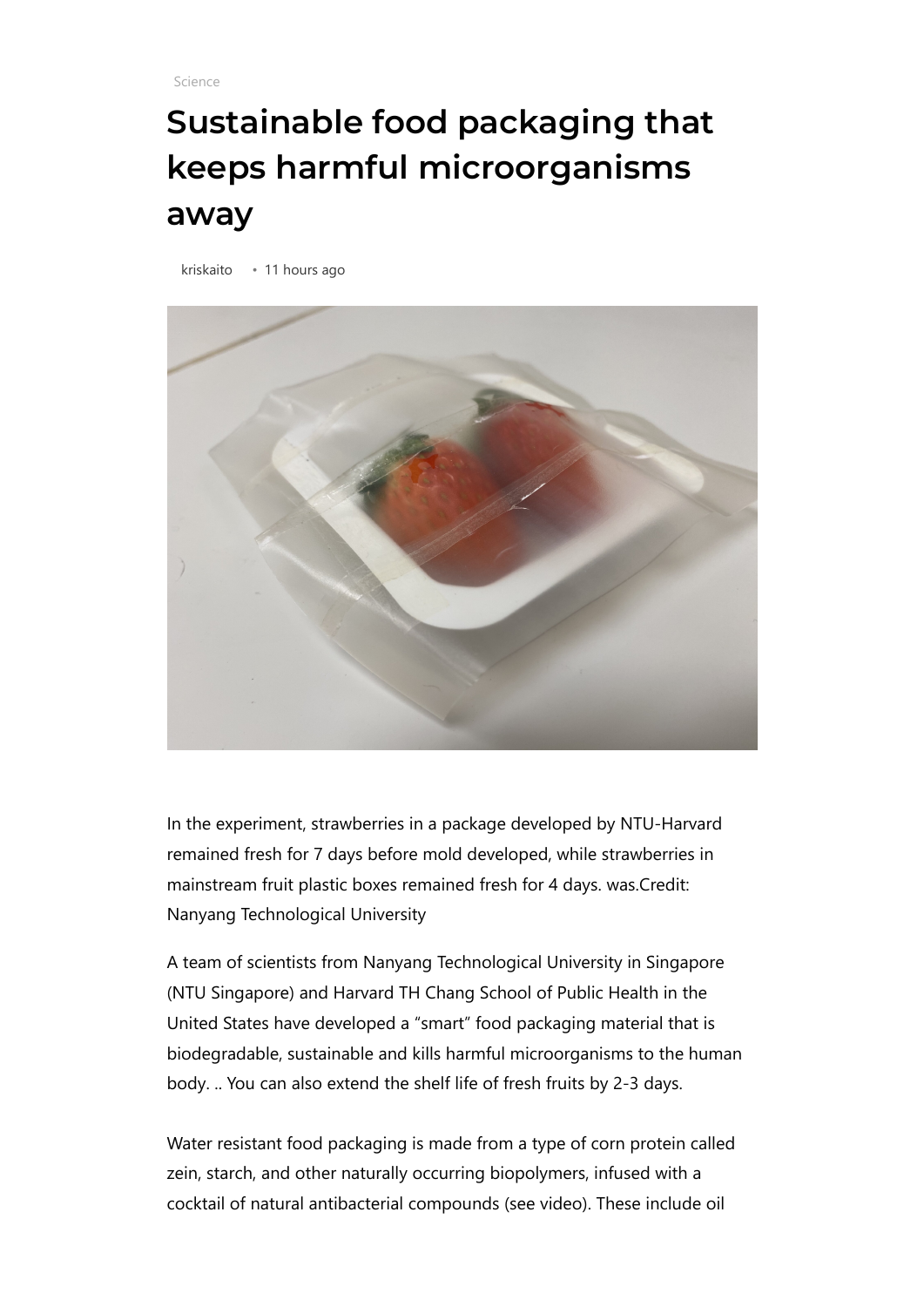Science

# Sustainable food packaging that keeps harmful microorganisms away

kriskaito • 11 hours ago

In the experiment, strawberries in a package developed by NTU-Harvard remained fresh for 7 days before mold developed, while strawberries in mainstream fruit plastic boxes remained fresh for 4 days. was.Credit: Nanyang Technological University

A team of scientists from Nanyang Technological University in Singapore (NTU Singapore) and Harvard TH Chang School of Public Health in the United States have developed a "smart" food packaging material that is biodegradable, sustainable and kills harmful microorganisms to the human body. .. You can also extend the shelf life of fresh fruits by 2-3 days.

Water resistant food packaging is made from a type of corn protein called zein, starch, and other naturally occurring biopolymers, infused with a cocktail of natural antibacterial compounds (see video). These include oil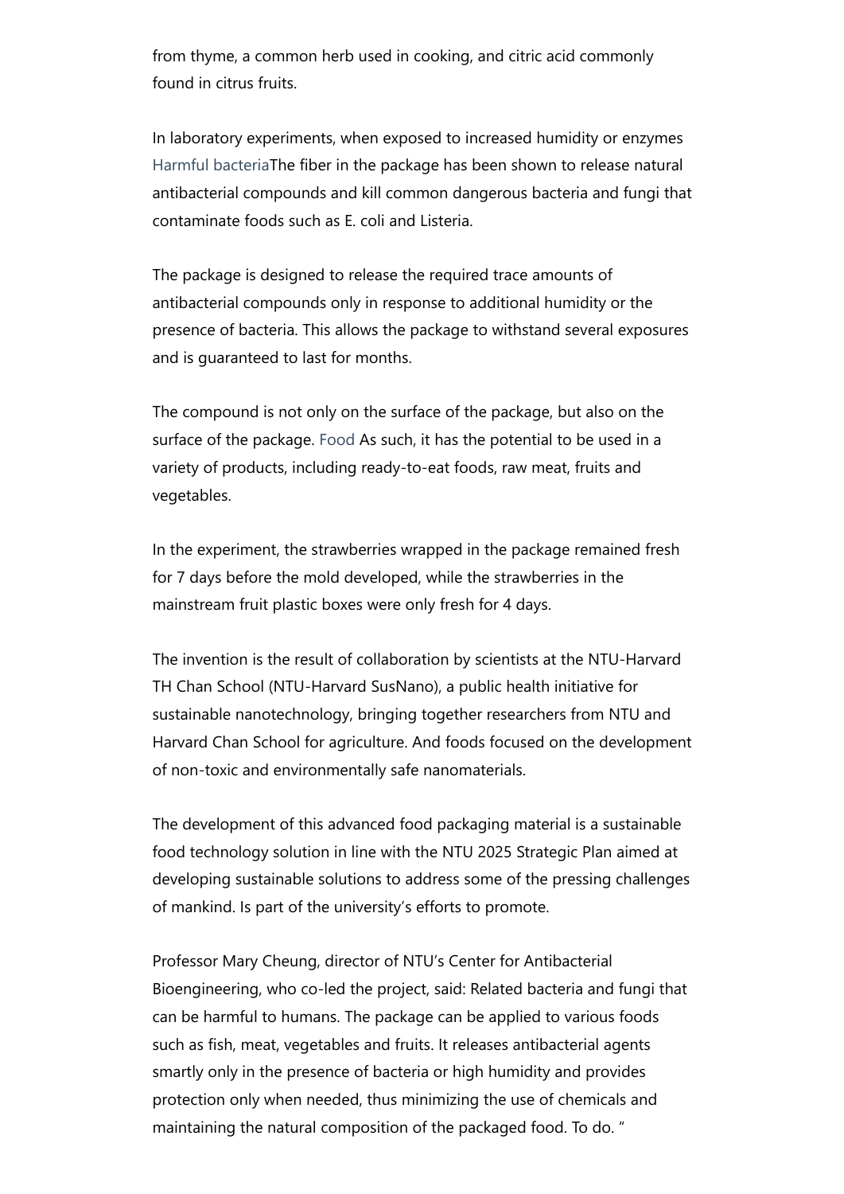from thyme, a common herb used in cooking, and citric acid commonly found in citrus fruits.

In laboratory experiments, when exposed to increased humidity or enzymes Harmful bacteriaThe fiber in the package has been shown to release natural antibacterial compounds and kill common dangerous bacteria and fungi that contaminate foods such as E. coli and Listeria.

The package is designed to release the required trace amounts of antibacterial compounds only in response to additional humidity or the presence of bacteria. This allows the package to withstand several exposures and is guaranteed to last for months.

The compound is not only on the surface of the package, but also on the surface of the package. Food As such, it has the potential to be used in a variety of products, including ready-to-eat foods, raw meat, fruits and vegetables.

In the experiment, the strawberries wrapped in the package remained fresh for 7 days before the mold developed, while the strawberries in the mainstream fruit plastic boxes were only fresh for 4 days.

The invention is the result of collaboration by scientists at the NTU-Harvard TH Chan School (NTU-Harvard SusNano), a public health initiative for sustainable nanotechnology, bringing together researchers from NTU and Harvard Chan School for agriculture. And foods focused on the development of non-toxic and environmentally safe nanomaterials.

The development of this advanced food packaging material is a sustainable food technology solution in line with the NTU 2025 Strategic Plan aimed at developing sustainable solutions to address some of the pressing challenges of mankind. Is part of the university's efforts to promote.

Professor Mary Cheung, director of NTU's Center for Antibacterial Bioengineering, who co-led the project, said: Related bacteria and fungi that can be harmful to humans. The package can be applied to various foods such as fish, meat, vegetables and fruits. It releases antibacterial agents smartly only in the presence of bacteria or high humidity and provides protection only when needed, thus minimizing the use of chemicals and maintaining the natural composition of the packaged food. To do. "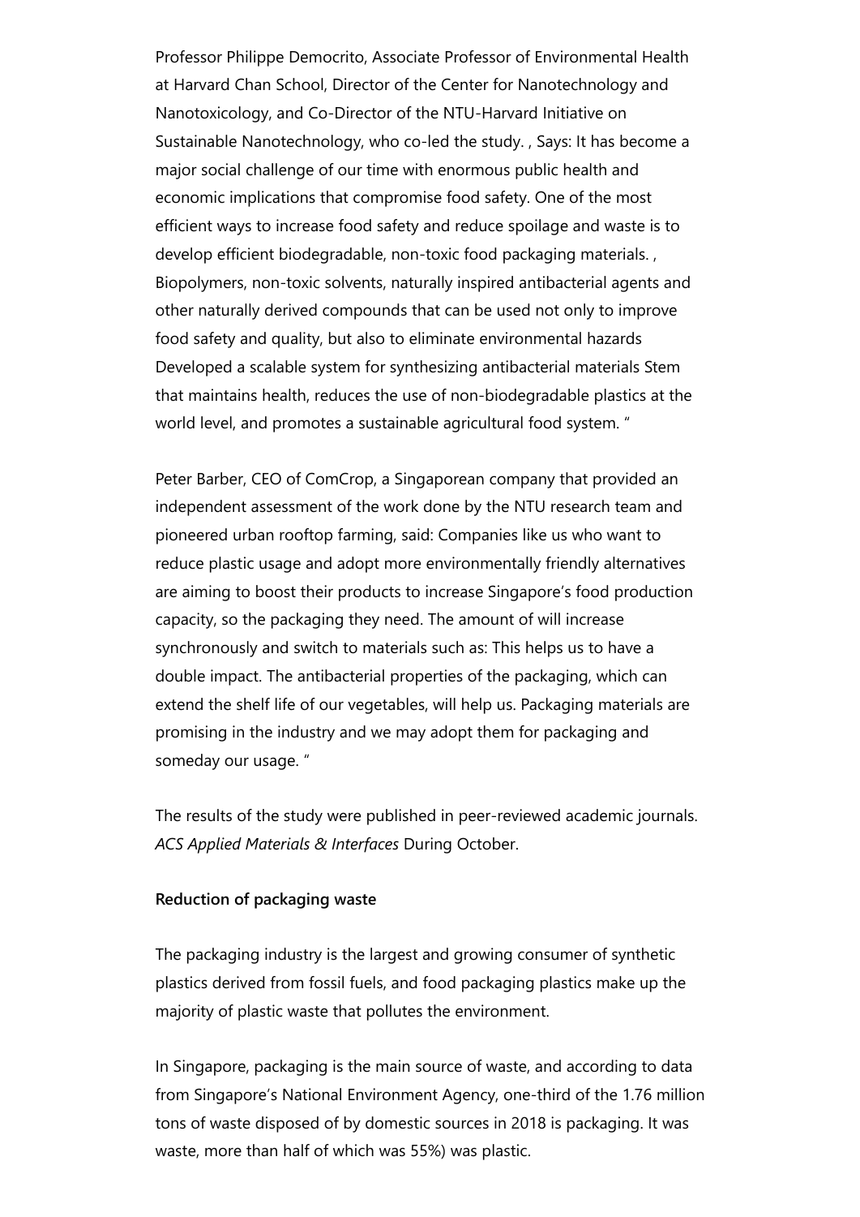Professor Philippe Democrito, Associate Professor of Environmental Health at Harvard Chan School, Director of the Center for Nanotechnology and Nanotoxicology, and Co-Director of the NTU-Harvard Initiative on Sustainable Nanotechnology, who co-led the study. , Says: It has become a major social challenge of our time with enormous public health and economic implications that compromise food safety. One of the most efficient ways to increase food safety and reduce spoilage and waste is to develop efficient biodegradable, non-toxic food packaging materials. , Biopolymers, non-toxic solvents, naturally inspired antibacterial agents and other naturally derived compounds that can be used not only to improve food safety and quality, but also to eliminate environmental hazards Developed a scalable system for synthesizing antibacterial materials Stem that maintains health, reduces the use of non-biodegradable plastics at the world level, and promotes a sustainable agricultural food system. "

Peter Barber, CEO of ComCrop, a Singaporean company that provided an independent assessment of the work done by the NTU research team and pioneered urban rooftop farming, said: Companies like us who want to reduce plastic usage and adopt more environmentally friendly alternatives are aiming to boost their products to increase Singapore's food production capacity, so the packaging they need. The amount of will increase synchronously and switch to materials such as: This helps us to have a double impact. The antibacterial properties of the packaging, which can extend the shelf life of our vegetables, will help us. Packaging materials are promising in the industry and we may adopt them for packaging and someday our usage. "

The results of the study were published in peer-reviewed academic journals. *ACS Applied Materials & Interfaces* During October.

**Reduction of packaging waste**

The packaging industry is the largest and growing consumer of synthetic plastics derived from fossil fuels, and food packaging plastics make up the majority of plastic waste that pollutes the environment.

In Singapore, packaging is the main source of waste, and according to data from Singapore's National Environment Agency, one-third of the 1.76 million tons of waste disposed of by domestic sources in 2018 is packaging. It was waste, more than half of which was 55%) was plastic.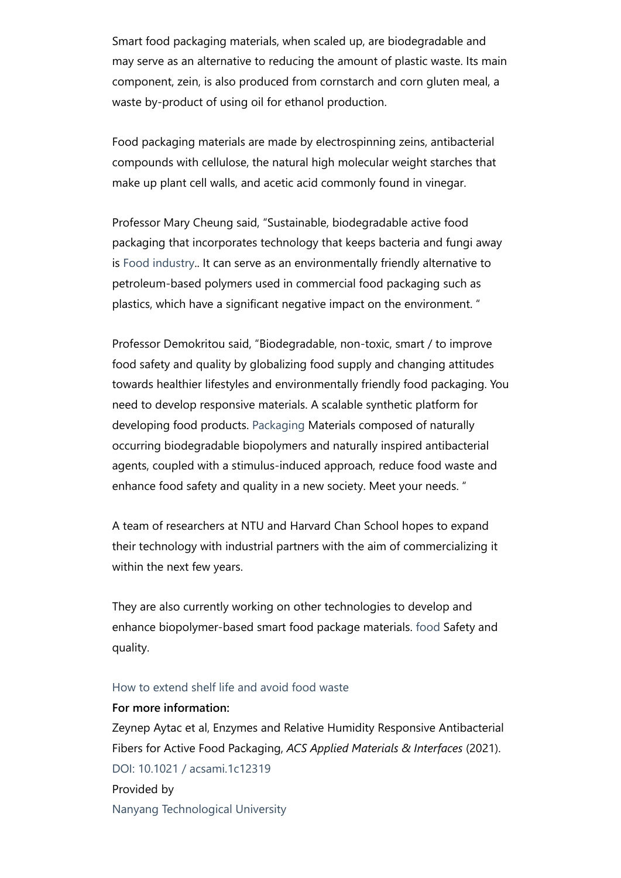Smart food packaging materials, when scaled up, are biodegradable and may serve as an alternative to reducing the amount of plastic waste. Its main component, zein, is also produced from cornstarch and corn gluten meal, a waste by-product of using oil for ethanol production.

Food packaging materials are made by electrospinning zeins, antibacterial compounds with cellulose, the natural high molecular weight starches that make up plant cell walls, and acetic acid commonly found in vinegar.

Professor Mary Cheung said, "Sustainable, biodegradable active food packaging that incorporates technology that keeps bacteria and fungi away is Food industry.. It can serve as an environmentally friendly alternative to petroleum-based polymers used in commercial food packaging such as plastics, which have a significant negative impact on the environment. "

Professor Demokritou said, "Biodegradable, non-toxic, smart / to improve food safety and quality by globalizing food supply and changing attitudes towards healthier lifestyles and environmentally friendly food packaging. You need to develop responsive materials. A scalable synthetic platform for developing food products. Packaging Materials composed of naturally occurring biodegradable biopolymers and naturally inspired antibacterial agents, coupled with a stimulus-induced approach, reduce food waste and enhance food safety and quality in a new society. Meet your needs. "

A team of researchers at NTU and Harvard Chan School hopes to expand their technology with industrial partners with the aim of commercializing it within the next few years.

They are also currently working on other technologies to develop and enhance biopolymer-based smart food package materials. food Safety and quality.

How to extend shelf life and avoid food waste

**For more information:**

Zeynep Aytac et al, Enzymes and Relative Humidity Responsive Antibacterial Fibers for Active Food Packaging, *ACS Applied Materials & Interfaces* (2021). DOI: 10.1021 / acsami.1c12319

Provided by

Nanyang Technological University